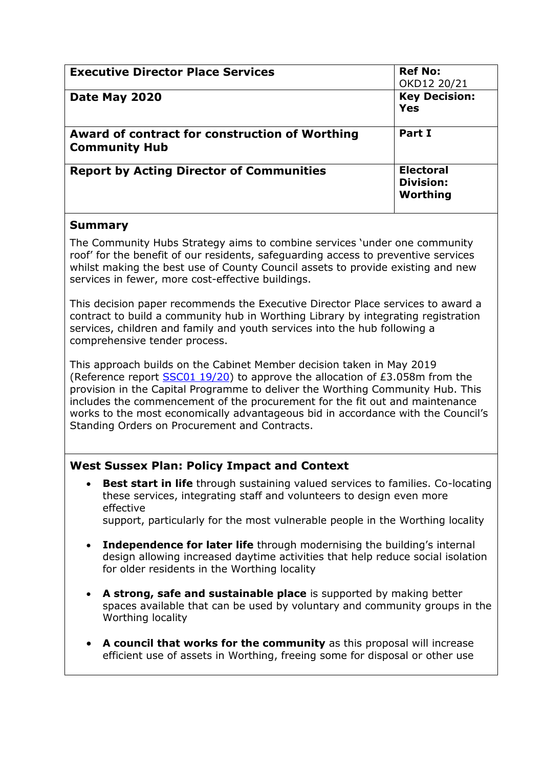| **Executive Director Place Services** | **Ref No:** OKD12 20/21 |
|---|---|
| **Date May 2020** | **Key Decision: Yes** |
| **Award of contract for construction of Worthing Community Hub** | **Part I** |
| **Report by Acting Director of Communities** | **Electoral Division: Worthing** |

## Summary

The Community Hubs Strategy aims to combine services 'under one community roof' for the benefit of our residents, safeguarding access to preventive services whilst making the best use of County Council assets to provide existing and new services in fewer, more cost-effective buildings.

This decision paper recommends the Executive Director Place services to award a contract to build a community hub in Worthing Library by integrating registration services, children and family and youth services into the hub following a comprehensive tender process.

This approach builds on the Cabinet Member decision taken in May 2019 (Reference report SSC01 19/20) to approve the allocation of £3.058m from the provision in the Capital Programme to deliver the Worthing Community Hub. This includes the commencement of the procurement for the fit out and maintenance works to the most economically advantageous bid in accordance with the Council's Standing Orders on Procurement and Contracts.

## West Sussex Plan: Policy Impact and Context

- **Best start in life** through sustaining valued services to families. Co-locating these services, integrating staff and volunteers to design even more effective support, particularly for the most vulnerable people in the Worthing locality
- **Independence for later life** through modernising the building's internal design allowing increased daytime activities that help reduce social isolation for older residents in the Worthing locality
- **A strong, safe and sustainable place** is supported by making better spaces available that can be used by voluntary and community groups in the Worthing locality
- **A council that works for the community** as this proposal will increase efficient use of assets in Worthing, freeing some for disposal or other use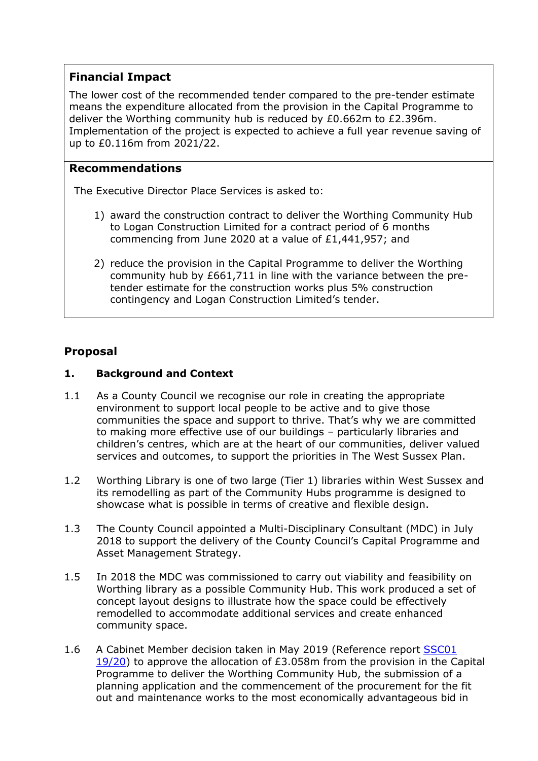**Financial Impact**

The lower cost of the recommended tender compared to the pre-tender estimate means the expenditure allocated from the provision in the Capital Programme to deliver the Worthing community hub is reduced by £0.662m to £2.396m. Implementation of the project is expected to achieve a full year revenue saving of up to £0.116m from 2021/22.

**Recommendations**

The Executive Director Place Services is asked to:

1) award the construction contract to deliver the Worthing Community Hub to Logan Construction Limited for a contract period of 6 months commencing from June 2020 at a value of £1,441,957; and

2) reduce the provision in the Capital Programme to deliver the Worthing community hub by £661,711 in line with the variance between the pre-tender estimate for the construction works plus 5% construction contingency and Logan Construction Limited's tender.

## Proposal

### 1. Background and Context

1.1 As a County Council we recognise our role in creating the appropriate environment to support local people to be active and to give those communities the space and support to thrive. That's why we are committed to making more effective use of our buildings – particularly libraries and children's centres, which are at the heart of our communities, deliver valued services and outcomes, to support the priorities in The West Sussex Plan.

1.2 Worthing Library is one of two large (Tier 1) libraries within West Sussex and its remodelling as part of the Community Hubs programme is designed to showcase what is possible in terms of creative and flexible design.

1.3 The County Council appointed a Multi-Disciplinary Consultant (MDC) in July 2018 to support the delivery of the County Council's Capital Programme and Asset Management Strategy.

1.5 In 2018 the MDC was commissioned to carry out viability and feasibility on Worthing library as a possible Community Hub. This work produced a set of concept layout designs to illustrate how the space could be effectively remodelled to accommodate additional services and create enhanced community space.

1.6 A Cabinet Member decision taken in May 2019 (Reference report SSC01 19/20) to approve the allocation of £3.058m from the provision in the Capital Programme to deliver the Worthing Community Hub, the submission of a planning application and the commencement of the procurement for the fit out and maintenance works to the most economically advantageous bid in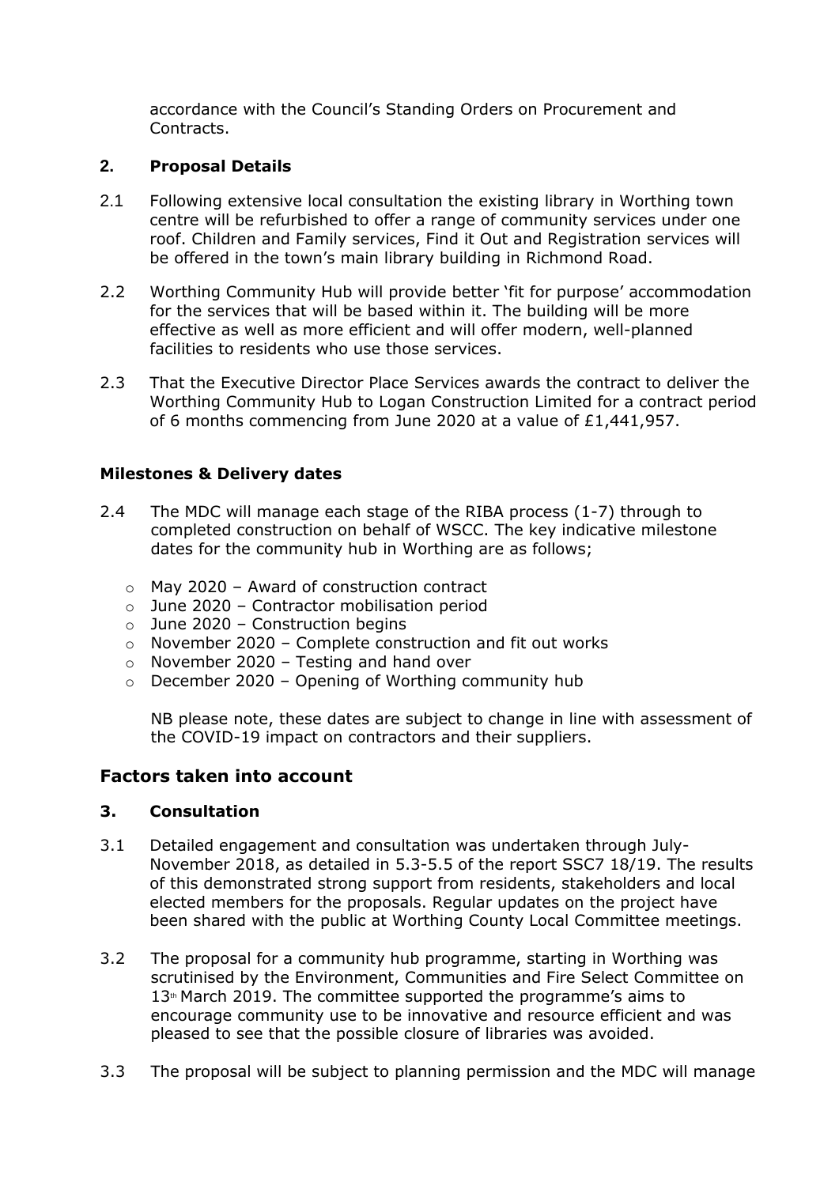accordance with the Council's Standing Orders on Procurement and Contracts.

## 2. Proposal Details

2.1 Following extensive local consultation the existing library in Worthing town centre will be refurbished to offer a range of community services under one roof. Children and Family services, Find it Out and Registration services will be offered in the town's main library building in Richmond Road.

2.2 Worthing Community Hub will provide better 'fit for purpose' accommodation for the services that will be based within it. The building will be more effective as well as more efficient and will offer modern, well-planned facilities to residents who use those services.

2.3 That the Executive Director Place Services awards the contract to deliver the Worthing Community Hub to Logan Construction Limited for a contract period of 6 months commencing from June 2020 at a value of £1,441,957.

### Milestones & Delivery dates

2.4 The MDC will manage each stage of the RIBA process (1-7) through to completed construction on behalf of WSCC. The key indicative milestone dates for the community hub in Worthing are as follows;

- May 2020 – Award of construction contract
- June 2020 – Contractor mobilisation period
- June 2020 – Construction begins
- November 2020 – Complete construction and fit out works
- November 2020 – Testing and hand over
- December 2020 – Opening of Worthing community hub

NB please note, these dates are subject to change in line with assessment of the COVID-19 impact on contractors and their suppliers.

## Factors taken into account

## 3. Consultation

3.1 Detailed engagement and consultation was undertaken through July-November 2018, as detailed in 5.3-5.5 of the report SSC7 18/19. The results of this demonstrated strong support from residents, stakeholders and local elected members for the proposals. Regular updates on the project have been shared with the public at Worthing County Local Committee meetings.

3.2 The proposal for a community hub programme, starting in Worthing was scrutinised by the Environment, Communities and Fire Select Committee on 13th March 2019. The committee supported the programme's aims to encourage community use to be innovative and resource efficient and was pleased to see that the possible closure of libraries was avoided.

3.3 The proposal will be subject to planning permission and the MDC will manage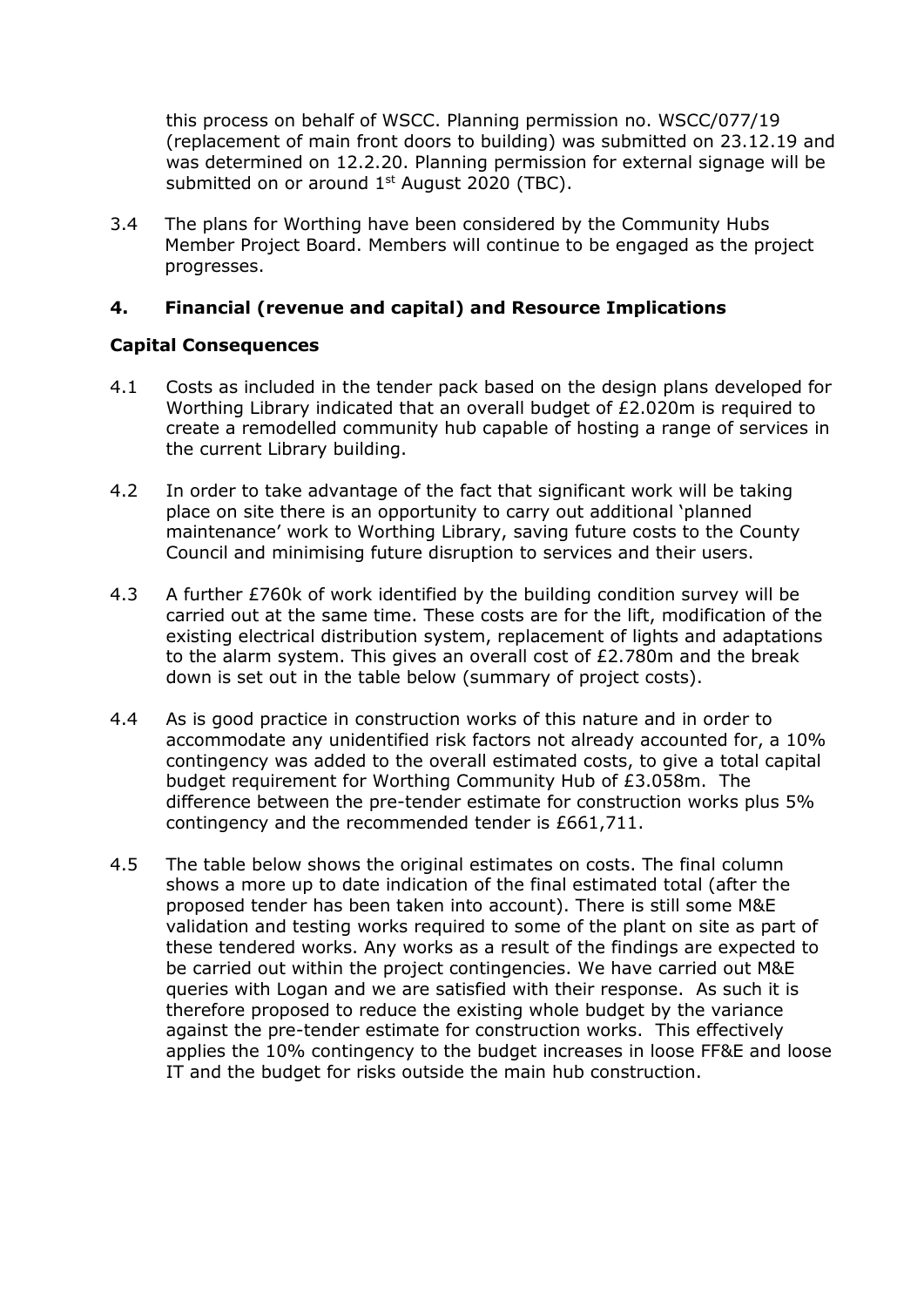this process on behalf of WSCC. Planning permission no. WSCC/077/19 (replacement of main front doors to building) was submitted on 23.12.19 and was determined on 12.2.20. Planning permission for external signage will be submitted on or around 1st August 2020 (TBC).

3.4 The plans for Worthing have been considered by the Community Hubs Member Project Board. Members will continue to be engaged as the project progresses.

## 4. Financial (revenue and capital) and Resource Implications

### Capital Consequences

4.1 Costs as included in the tender pack based on the design plans developed for Worthing Library indicated that an overall budget of £2.020m is required to create a remodelled community hub capable of hosting a range of services in the current Library building.

4.2 In order to take advantage of the fact that significant work will be taking place on site there is an opportunity to carry out additional 'planned maintenance' work to Worthing Library, saving future costs to the County Council and minimising future disruption to services and their users.

4.3 A further £760k of work identified by the building condition survey will be carried out at the same time. These costs are for the lift, modification of the existing electrical distribution system, replacement of lights and adaptations to the alarm system. This gives an overall cost of £2.780m and the break down is set out in the table below (summary of project costs).

4.4 As is good practice in construction works of this nature and in order to accommodate any unidentified risk factors not already accounted for, a 10% contingency was added to the overall estimated costs, to give a total capital budget requirement for Worthing Community Hub of £3.058m. The difference between the pre-tender estimate for construction works plus 5% contingency and the recommended tender is £661,711.

4.5 The table below shows the original estimates on costs. The final column shows a more up to date indication of the final estimated total (after the proposed tender has been taken into account). There is still some M&E validation and testing works required to some of the plant on site as part of these tendered works. Any works as a result of the findings are expected to be carried out within the project contingencies. We have carried out M&E queries with Logan and we are satisfied with their response. As such it is therefore proposed to reduce the existing whole budget by the variance against the pre-tender estimate for construction works. This effectively applies the 10% contingency to the budget increases in loose FF&E and loose IT and the budget for risks outside the main hub construction.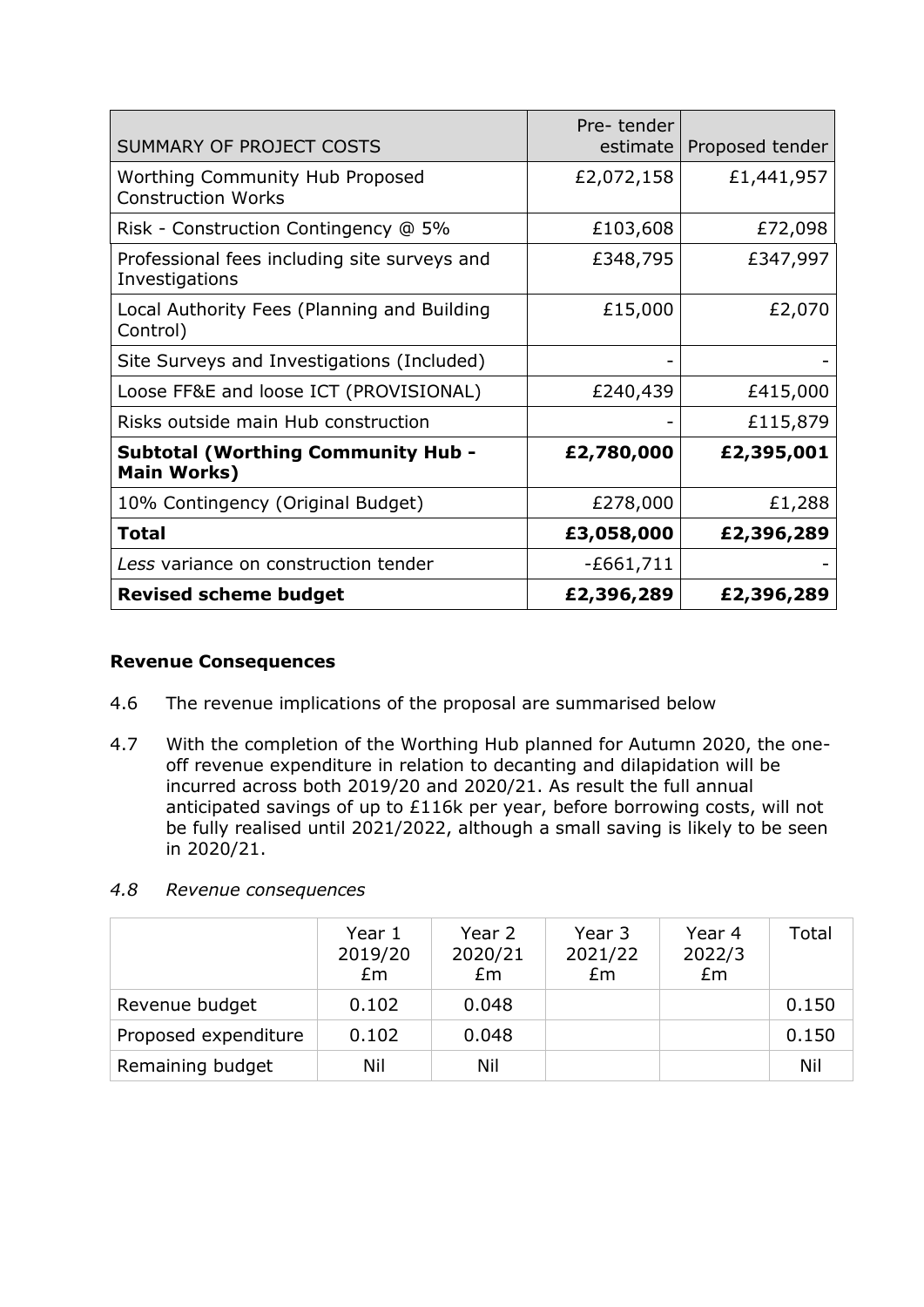| SUMMARY OF PROJECT COSTS | Pre- tender estimate | Proposed tender |
|---|---|---|
| Worthing Community Hub Proposed Construction Works | £2,072,158 | £1,441,957 |
| Risk - Construction Contingency @ 5% | £103,608 | £72,098 |
| Professional fees including site surveys and Investigations | £348,795 | £347,997 |
| Local Authority Fees (Planning and Building Control) | £15,000 | £2,070 |
| Site Surveys and Investigations (Included) | - | - |
| Loose FF&E and loose ICT (PROVISIONAL) | £240,439 | £415,000 |
| Risks outside main Hub construction | - | £115,879 |
| **Subtotal (Worthing Community Hub - Main Works)** | **£2,780,000** | **£2,395,001** |
| 10% Contingency (Original Budget) | £278,000 | £1,288 |
| **Total** | **£3,058,000** | **£2,396,289** |
| *Less* variance on construction tender | -£661,711 | - |
| **Revised scheme budget** | **£2,396,289** | **£2,396,289** |

**Revenue Consequences**

4.6 The revenue implications of the proposal are summarised below

4.7 With the completion of the Worthing Hub planned for Autumn 2020, the one-off revenue expenditure in relation to decanting and dilapidation will be incurred across both 2019/20 and 2020/21. As result the full annual anticipated savings of up to £116k per year, before borrowing costs, will not be fully realised until 2021/2022, although a small saving is likely to be seen in 2020/21.

*4.8 Revenue consequences*

| | Year 1 2019/20 £m | Year 2 2020/21 £m | Year 3 2021/22 £m | Year 4 2022/3 £m | Total |
|---|---|---|---|---|---|
| Revenue budget | 0.102 | 0.048 | | | 0.150 |
| Proposed expenditure | 0.102 | 0.048 | | | 0.150 |
| Remaining budget | Nil | Nil | | | Nil |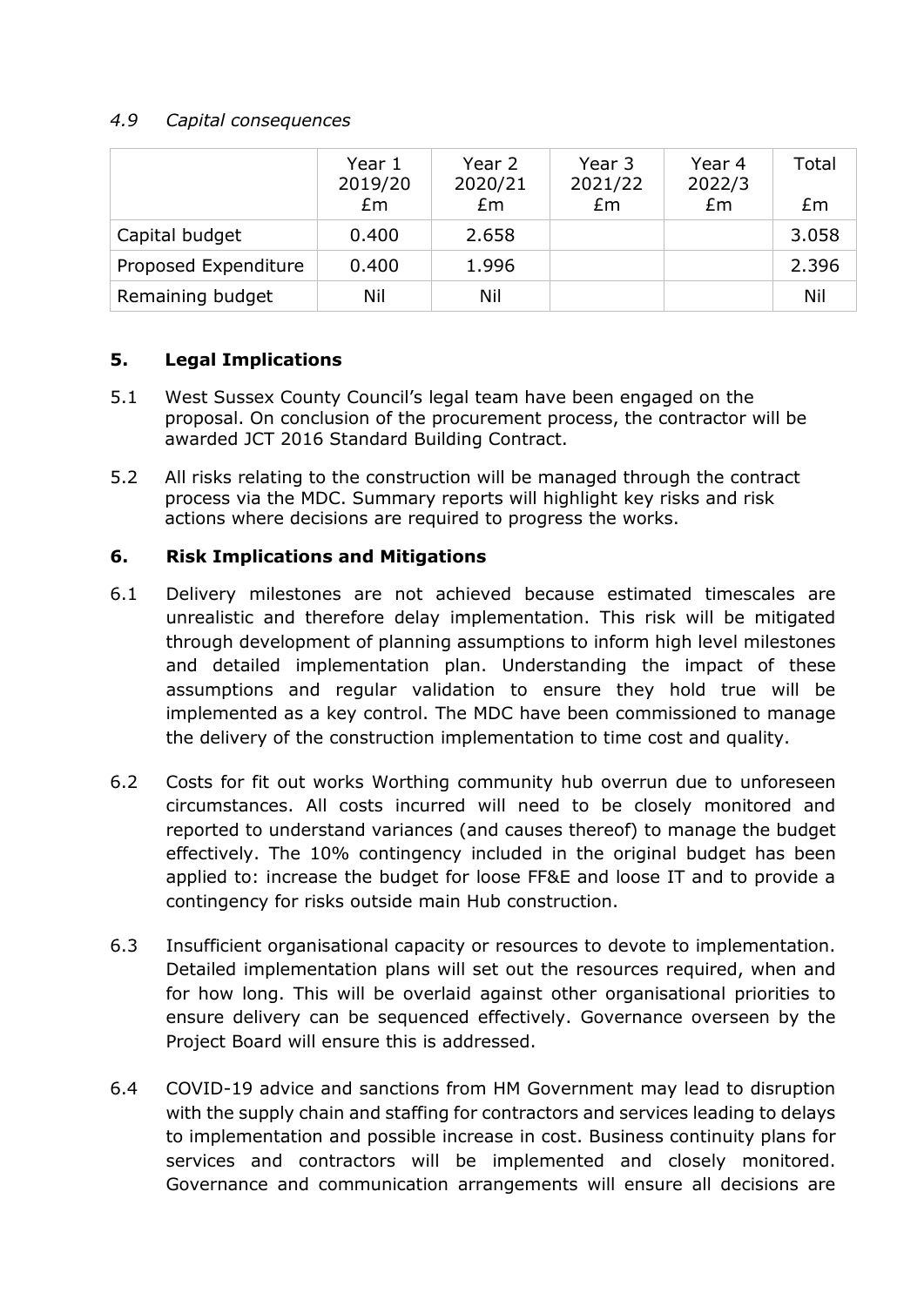*4.9 Capital consequences*

| | Year 1 2019/20 £m | Year 2 2020/21 £m | Year 3 2021/22 £m | Year 4 2022/3 £m | Total £m |
|---|---|---|---|---|---|
| Capital budget | 0.400 | 2.658 | | | 3.058 |
| Proposed Expenditure | 0.400 | 1.996 | | | 2.396 |
| Remaining budget | Nil | Nil | | | Nil |

## 5. Legal Implications

5.1 West Sussex County Council's legal team have been engaged on the proposal. On conclusion of the procurement process, the contractor will be awarded JCT 2016 Standard Building Contract.

5.2 All risks relating to the construction will be managed through the contract process via the MDC. Summary reports will highlight key risks and risk actions where decisions are required to progress the works.

## 6. Risk Implications and Mitigations

6.1 Delivery milestones are not achieved because estimated timescales are unrealistic and therefore delay implementation. This risk will be mitigated through development of planning assumptions to inform high level milestones and detailed implementation plan. Understanding the impact of these assumptions and regular validation to ensure they hold true will be implemented as a key control. The MDC have been commissioned to manage the delivery of the construction implementation to time cost and quality.

6.2 Costs for fit out works Worthing community hub overrun due to unforeseen circumstances. All costs incurred will need to be closely monitored and reported to understand variances (and causes thereof) to manage the budget effectively. The 10% contingency included in the original budget has been applied to: increase the budget for loose FF&E and loose IT and to provide a contingency for risks outside main Hub construction.

6.3 Insufficient organisational capacity or resources to devote to implementation. Detailed implementation plans will set out the resources required, when and for how long. This will be overlaid against other organisational priorities to ensure delivery can be sequenced effectively. Governance overseen by the Project Board will ensure this is addressed.

6.4 COVID-19 advice and sanctions from HM Government may lead to disruption with the supply chain and staffing for contractors and services leading to delays to implementation and possible increase in cost. Business continuity plans for services and contractors will be implemented and closely monitored. Governance and communication arrangements will ensure all decisions are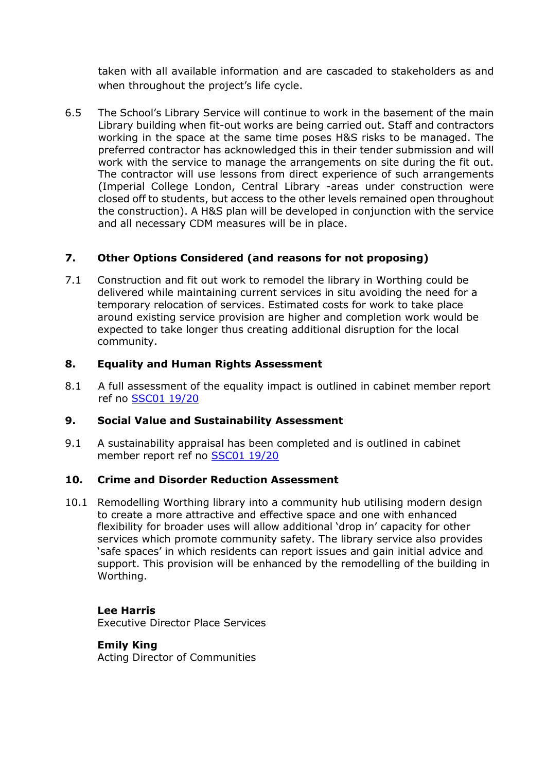taken with all available information and are cascaded to stakeholders as and when throughout the project's life cycle.

6.5 The School's Library Service will continue to work in the basement of the main Library building when fit-out works are being carried out. Staff and contractors working in the space at the same time poses H&S risks to be managed. The preferred contractor has acknowledged this in their tender submission and will work with the service to manage the arrangements on site during the fit out. The contractor will use lessons from direct experience of such arrangements (Imperial College London, Central Library -areas under construction were closed off to students, but access to the other levels remained open throughout the construction). A H&S plan will be developed in conjunction with the service and all necessary CDM measures will be in place.

## 7. Other Options Considered (and reasons for not proposing)

7.1 Construction and fit out work to remodel the library in Worthing could be delivered while maintaining current services in situ avoiding the need for a temporary relocation of services. Estimated costs for work to take place around existing service provision are higher and completion work would be expected to take longer thus creating additional disruption for the local community.

## 8. Equality and Human Rights Assessment

8.1 A full assessment of the equality impact is outlined in cabinet member report ref no SSC01 19/20

## 9. Social Value and Sustainability Assessment

9.1 A sustainability appraisal has been completed and is outlined in cabinet member report ref no SSC01 19/20

## 10. Crime and Disorder Reduction Assessment

10.1 Remodelling Worthing library into a community hub utilising modern design to create a more attractive and effective space and one with enhanced flexibility for broader uses will allow additional 'drop in' capacity for other services which promote community safety. The library service also provides 'safe spaces' in which residents can report issues and gain initial advice and support. This provision will be enhanced by the remodelling of the building in Worthing.

**Lee Harris**
Executive Director Place Services

**Emily King**
Acting Director of Communities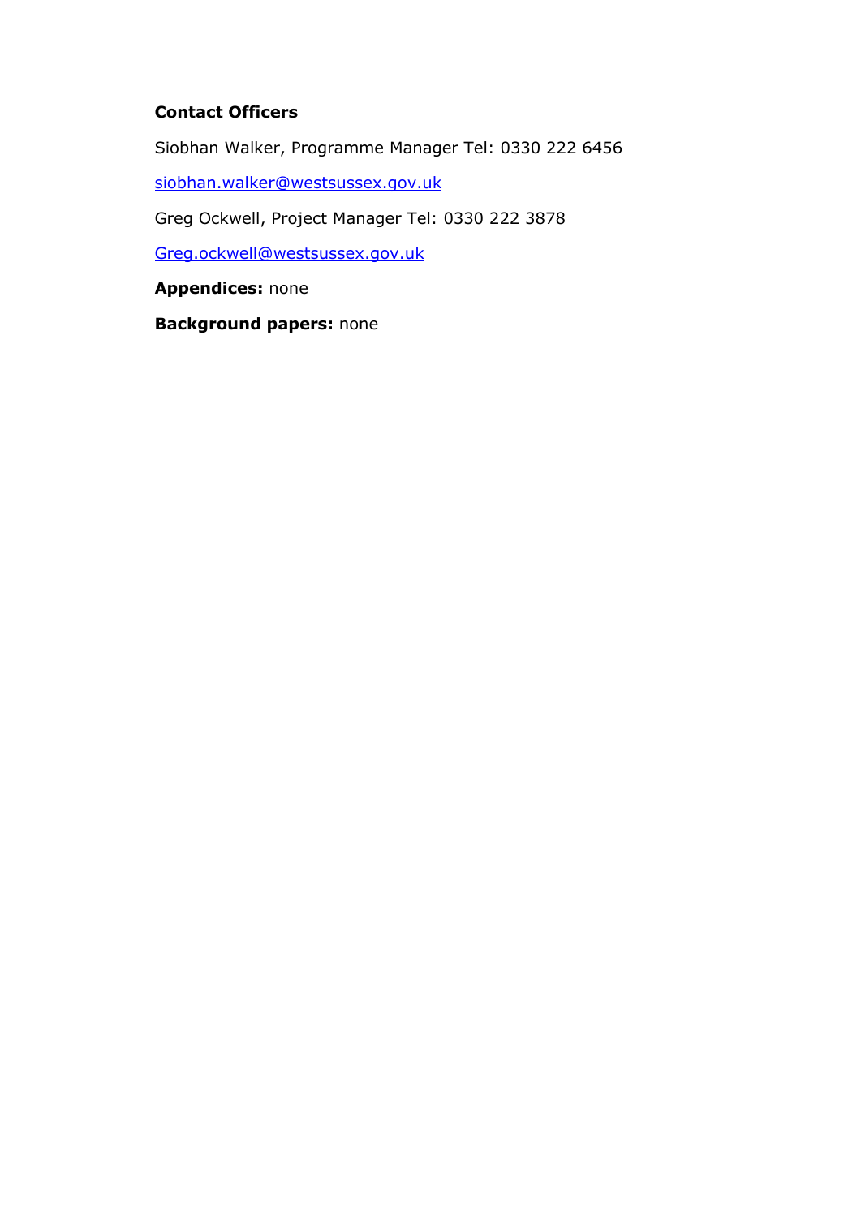**Contact Officers**

Siobhan Walker, Programme Manager Tel: 0330 222 6456

siobhan.walker@westsussex.gov.uk

Greg Ockwell, Project Manager Tel: 0330 222 3878

Greg.ockwell@westsussex.gov.uk

**Appendices:** none

**Background papers:** none